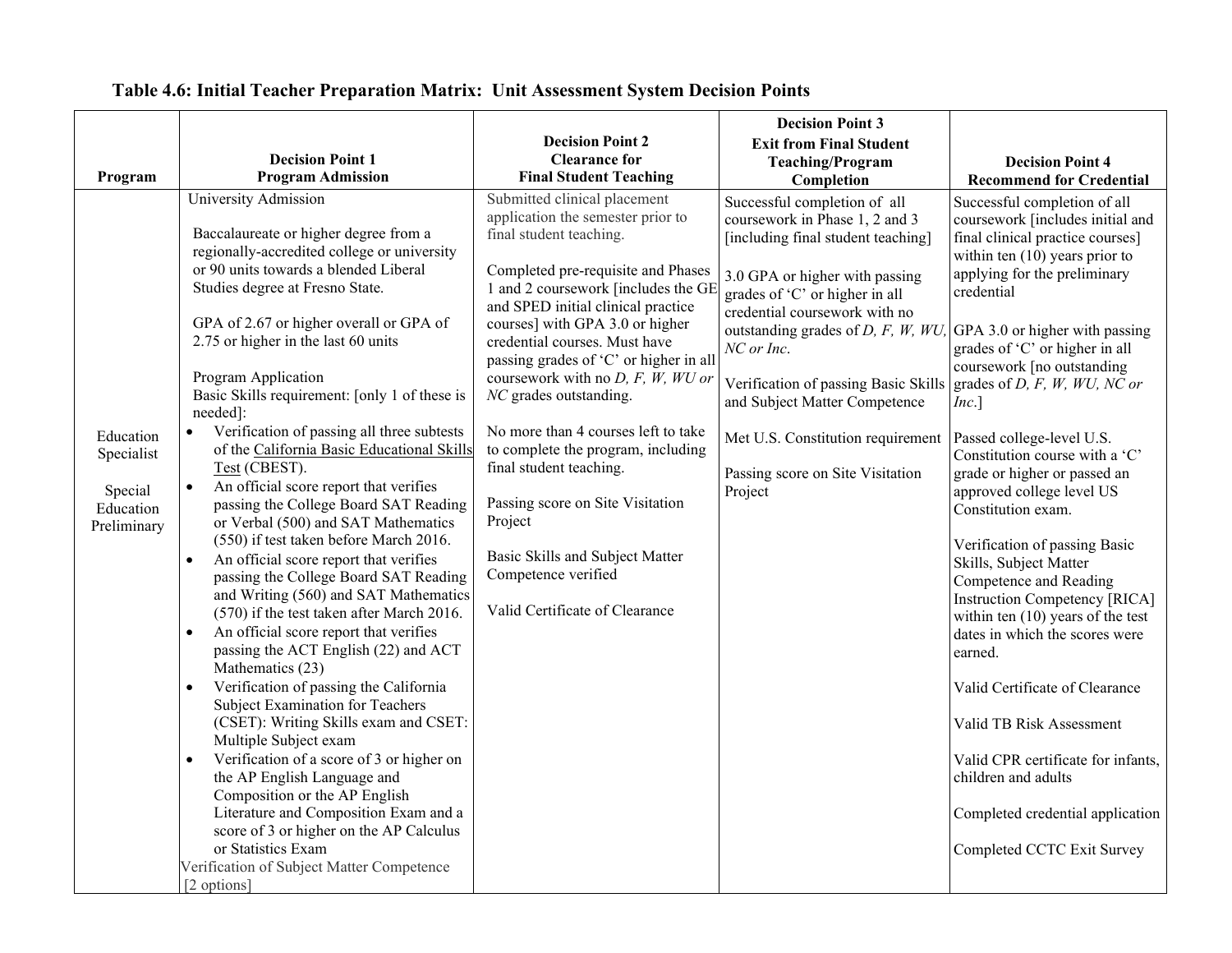**Table 4.6: Initial Teacher Preparation Matrix: Unit Assessment System Decision Points**

| Program | Decision Point 1<br>Program Admission | Decision Point 2<br>Clearance for<br>Final Student Teaching | Decision Point 3<br>Exit from Final Student Teaching/Program Completion | Decision Point 4<br>Recommend for Credential |
|---|---|---|---|---|
| Education Specialist<br><br>Special Education Preliminary | University Admission<br><br>Baccalaureate or higher degree from a regionally-accredited college or university or 90 units towards a blended Liberal Studies degree at Fresno State.<br><br>GPA of 2.67 or higher overall or GPA of 2.75 or higher in the last 60 units<br><br>Program Application<br>Basic Skills requirement: [only 1 of these is needed]:<br>• Verification of passing all three subtests of the California Basic Educational Skills Test (CBEST).<br>• An official score report that verifies passing the College Board SAT Reading or Verbal (500) and SAT Mathematics (550) if test taken before March 2016.<br>• An official score report that verifies passing the College Board SAT Reading and Writing (560) and SAT Mathematics (570) if the test taken after March 2016.<br>• An official score report that verifies passing the ACT English (22) and ACT Mathematics (23)<br>• Verification of passing the California Subject Examination for Teachers (CSET): Writing Skills exam and CSET: Multiple Subject exam<br>• Verification of a score of 3 or higher on the AP English Language and Composition or the AP English Literature and Composition Exam and a score of 3 or higher on the AP Calculus or Statistics Exam<br>Verification of Subject Matter Competence [2 options] | Submitted clinical placement application the semester prior to final student teaching.<br><br>Completed pre-requisite and Phases 1 and 2 coursework [includes the GE and SPED initial clinical practice courses] with GPA 3.0 or higher credential courses. Must have passing grades of 'C' or higher in all coursework with no *D, F, W, WU or NC* grades outstanding.<br><br>No more than 4 courses left to take to complete the program, including final student teaching.<br><br>Passing score on Site Visitation Project<br><br>Basic Skills and Subject Matter Competence verified<br><br>Valid Certificate of Clearance | Successful completion of all coursework in Phase 1, 2 and 3 [including final student teaching]<br><br>3.0 GPA or higher with passing grades of 'C' or higher in all credential coursework with no outstanding grades of *D, F, W, WU, NC or Inc*.<br><br>Verification of passing Basic Skills and Subject Matter Competence<br><br>Met U.S. Constitution requirement<br><br>Passing score on Site Visitation Project | Successful completion of all coursework [includes initial and final clinical practice courses] within ten (10) years prior to applying for the preliminary credential<br><br>GPA 3.0 or higher with passing grades of 'C' or higher in all coursework [no outstanding grades of *D, F, W, WU, NC or Inc*.]<br><br>Passed college-level U.S. Constitution course with a 'C' grade or higher or passed an approved college level US Constitution exam.<br><br>Verification of passing Basic Skills, Subject Matter Competence and Reading Instruction Competency [RICA] within ten (10) years of the test dates in which the scores were earned.<br><br>Valid Certificate of Clearance<br><br>Valid TB Risk Assessment<br><br>Valid CPR certificate for infants, children and adults<br><br>Completed credential application<br><br>Completed CCTC Exit Survey |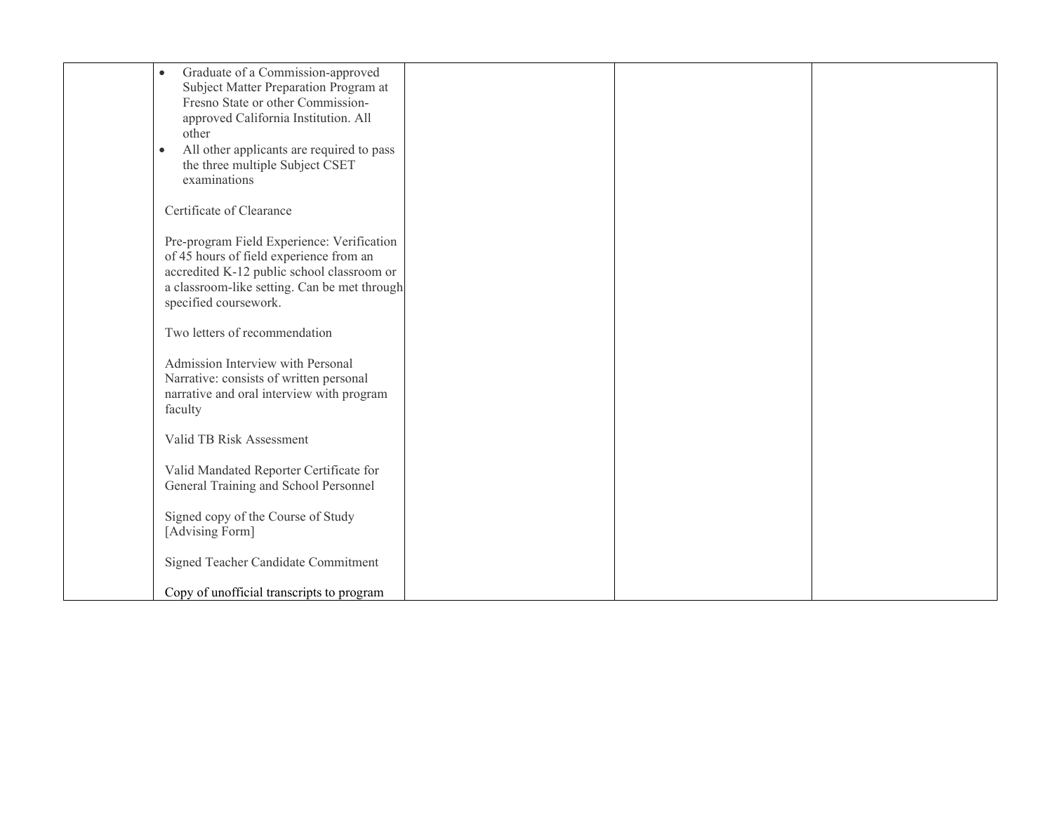|  |  |  |  |  |
|---|---|---|---|---|
|  | • Graduate of a Commission-approved Subject Matter Preparation Program at Fresno State or other Commission-approved California Institution. All other<br>• All other applicants are required to pass the three multiple Subject CSET examinations<br><br>Certificate of Clearance<br><br>Pre-program Field Experience: Verification of 45 hours of field experience from an accredited K-12 public school classroom or a classroom-like setting. Can be met through specified coursework.<br><br>Two letters of recommendation<br><br>Admission Interview with Personal Narrative: consists of written personal narrative and oral interview with program faculty<br><br>Valid TB Risk Assessment<br><br>Valid Mandated Reporter Certificate for General Training and School Personnel<br><br>Signed copy of the Course of Study [Advising Form]<br><br>Signed Teacher Candidate Commitment<br><br>Copy of unofficial transcripts to program |  |  |  |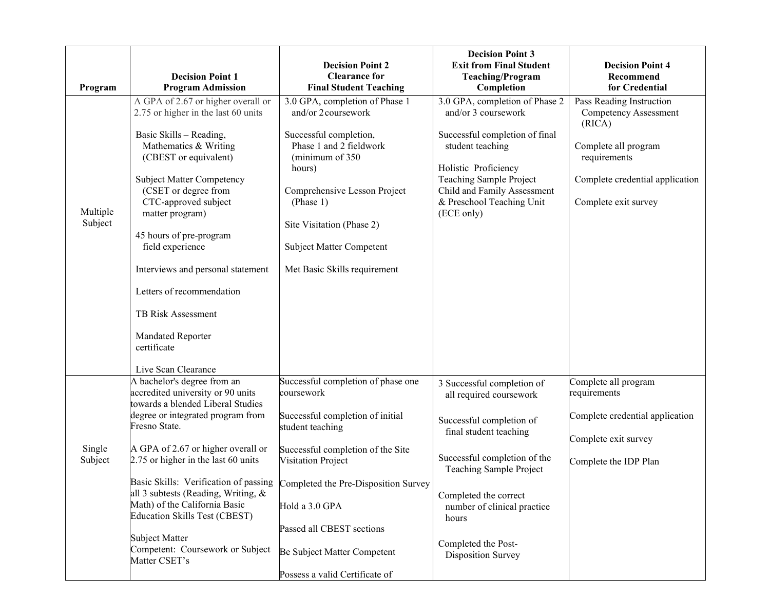| Program | Decision Point 1<br>Program Admission | Decision Point 2<br>Clearance for<br>Final Student Teaching | Decision Point 3<br>Exit from Final Student Teaching/Program Completion | Decision Point 4<br>Recommend<br>for Credential |
|---|---|---|---|---|
| Multiple Subject | A GPA of 2.67 or higher overall or 2.75 or higher in the last 60 units<br><br>Basic Skills – Reading, Mathematics & Writing (CBEST or equivalent)<br><br>Subject Matter Competency (CSET or degree from CTC-approved subject matter program)<br><br>45 hours of pre-program field experience<br><br>Interviews and personal statement<br><br>Letters of recommendation<br><br>TB Risk Assessment<br><br>Mandated Reporter certificate<br><br>Live Scan Clearance | 3.0 GPA, completion of Phase 1 and/or 2 coursework<br><br>Successful completion, Phase 1 and 2 fieldwork (minimum of 350 hours)<br><br>Comprehensive Lesson Project (Phase 1)<br><br>Site Visitation (Phase 2)<br><br>Subject Matter Competent<br><br>Met Basic Skills requirement | 3.0 GPA, completion of Phase 2 and/or 3 coursework<br><br>Successful completion of final student teaching<br><br>Holistic Proficiency Teaching Sample Project Child and Family Assessment & Preschool Teaching Unit (ECE only) | Pass Reading Instruction Competency Assessment (RICA)<br><br>Complete all program requirements<br><br>Complete credential application<br><br>Complete exit survey |
| Single Subject | A bachelor's degree from an accredited university or 90 units towards a blended Liberal Studies degree or integrated program from Fresno State.<br><br>A GPA of 2.67 or higher overall or 2.75 or higher in the last 60 units<br><br>Basic Skills: Verification of passing all 3 subtests (Reading, Writing, & Math) of the California Basic Education Skills Test (CBEST)<br><br>Subject Matter Competent: Coursework or Subject Matter CSET's | Successful completion of phase one coursework<br><br>Successful completion of initial student teaching<br><br>Successful completion of the Site Visitation Project<br><br>Completed the Pre-Disposition Survey<br><br>Hold a 3.0 GPA<br><br>Passed all CBEST sections<br><br>Be Subject Matter Competent<br><br>Possess a valid Certificate of | 3 Successful completion of all required coursework<br><br>Successful completion of final student teaching<br><br>Successful completion of the Teaching Sample Project<br><br>Completed the correct number of clinical practice hours<br><br>Completed the Post-Disposition Survey | Complete all program requirements<br><br>Complete credential application<br><br>Complete exit survey<br><br>Complete the IDP Plan |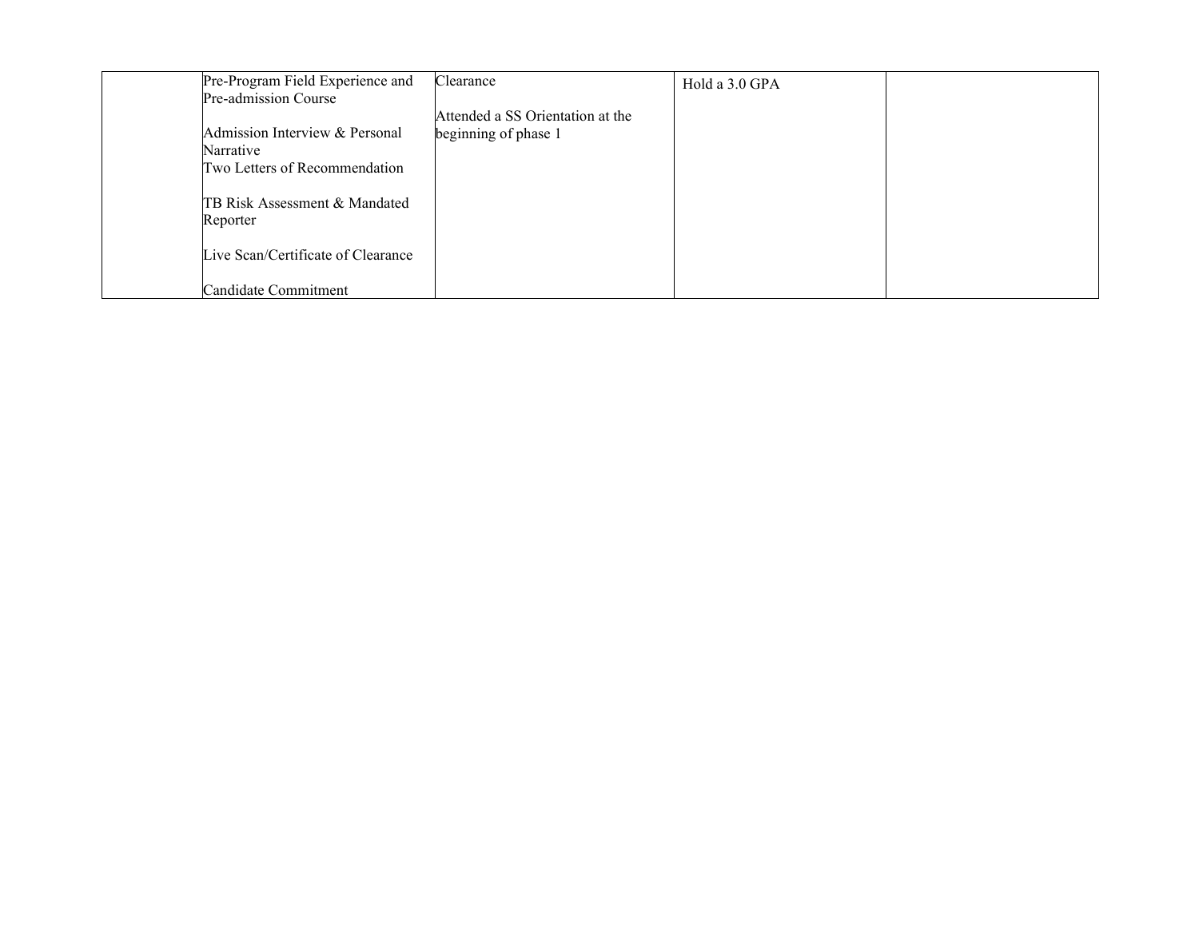| | | | | |
|---|---|---|---|---|
| | Pre-Program Field Experience and Pre-admission Course<br><br>Admission Interview & Personal Narrative<br>Two Letters of Recommendation<br><br>TB Risk Assessment & Mandated Reporter<br><br>Live Scan/Certificate of Clearance<br><br>Candidate Commitment | Clearance<br><br>Attended a SS Orientation at the beginning of phase 1 | Hold a 3.0 GPA | |